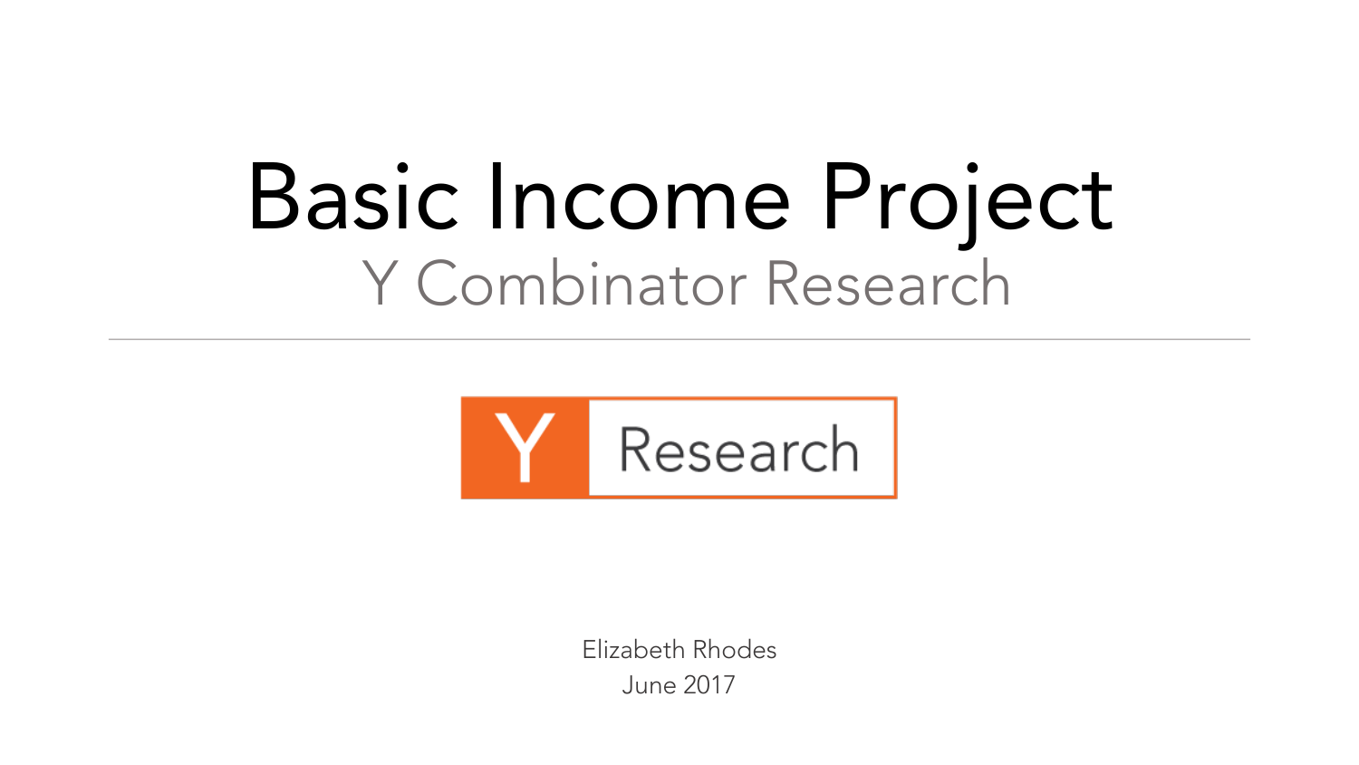# Basic Income Project

## Y Combinator Research

---

Y Research

Elizabeth Rhodes
June 2017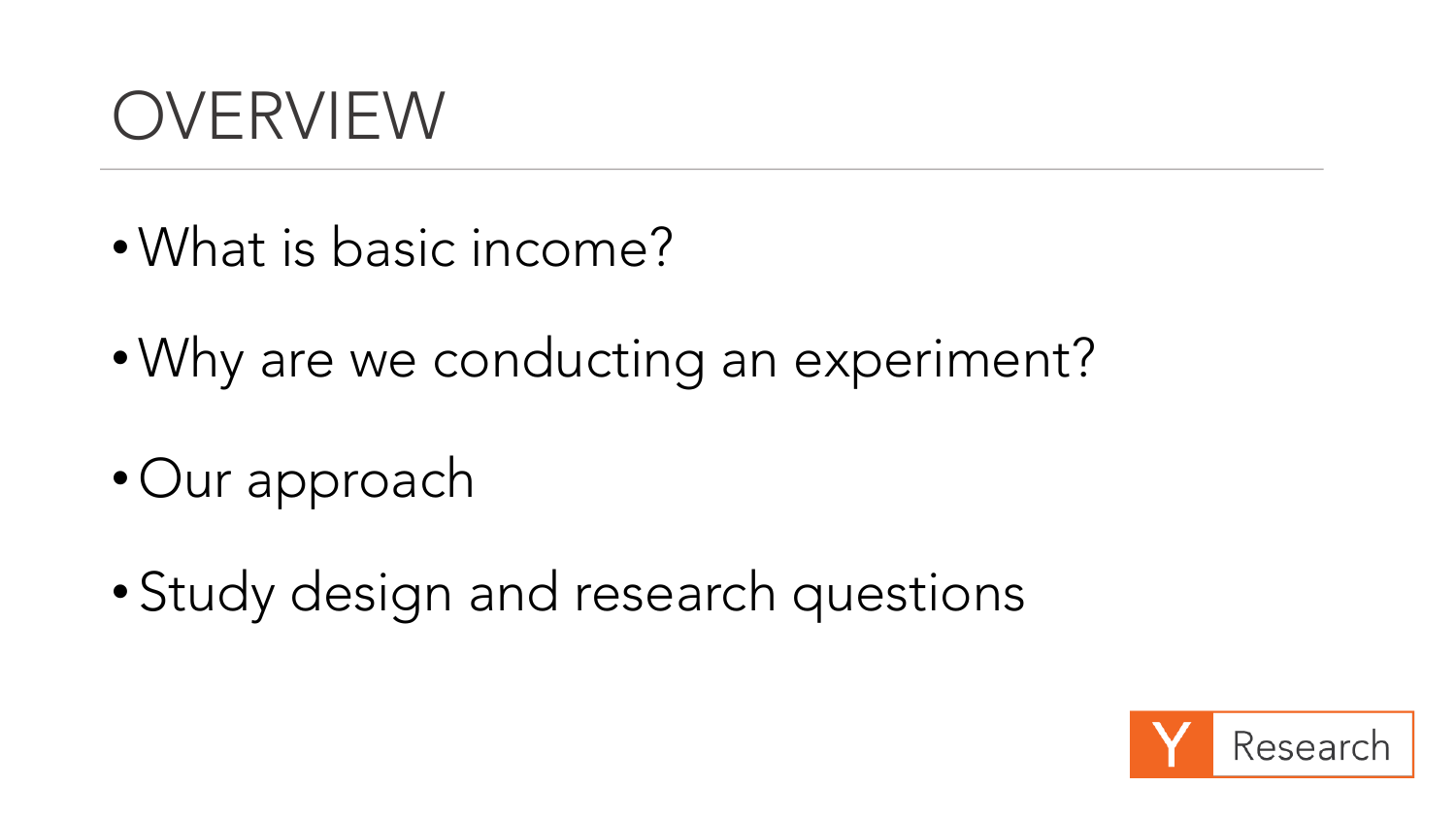# OVERVIEW

- What is basic income?
- Why are we conducting an experiment?
- Our approach
- Study design and research questions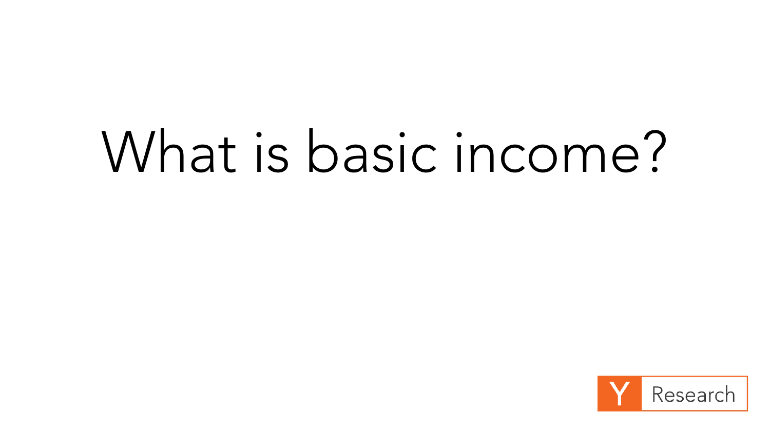# What is basic income?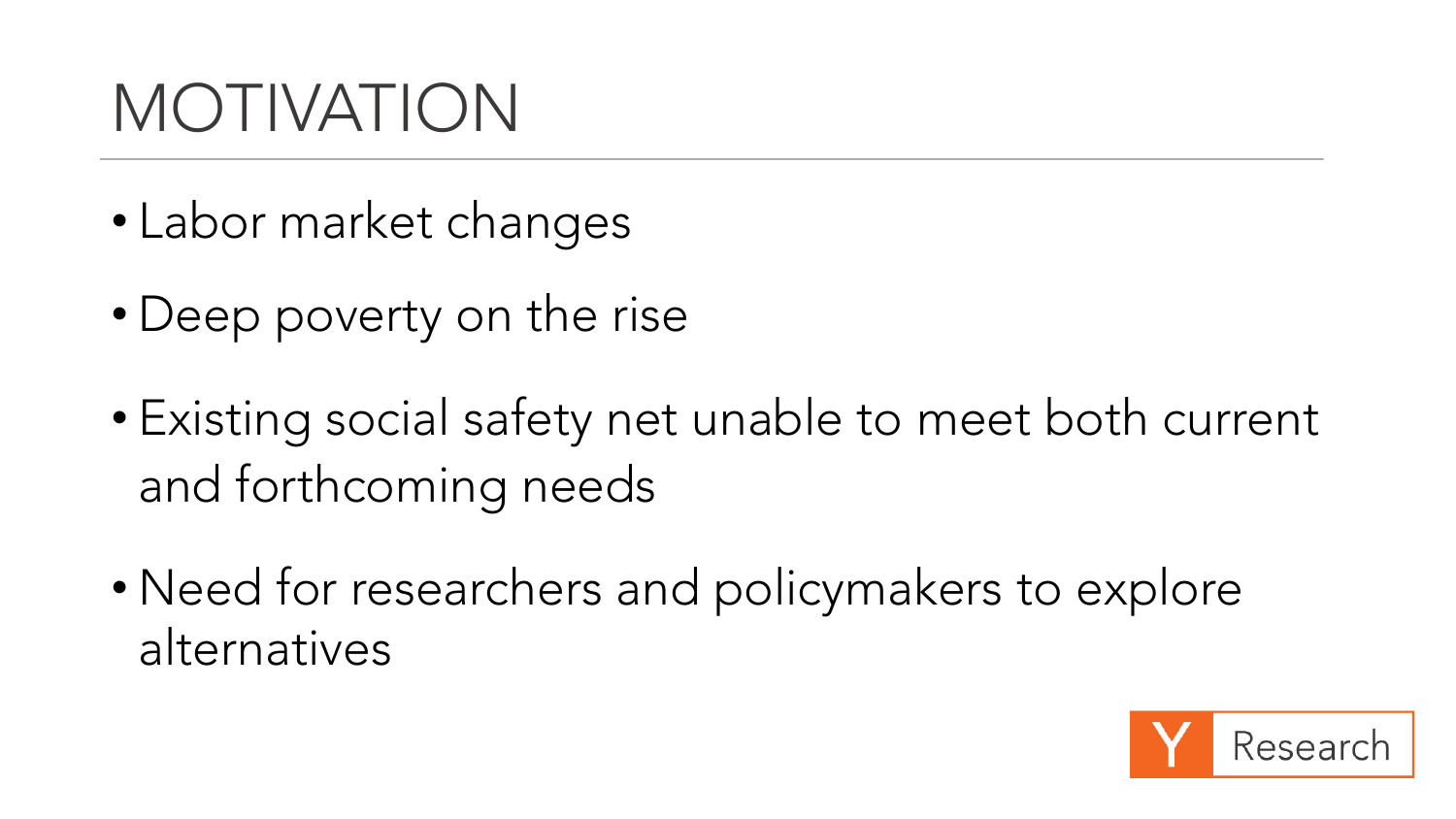# MOTIVATION

- Labor market changes
- Deep poverty on the rise
- Existing social safety net unable to meet both current and forthcoming needs
- Need for researchers and policymakers to explore alternatives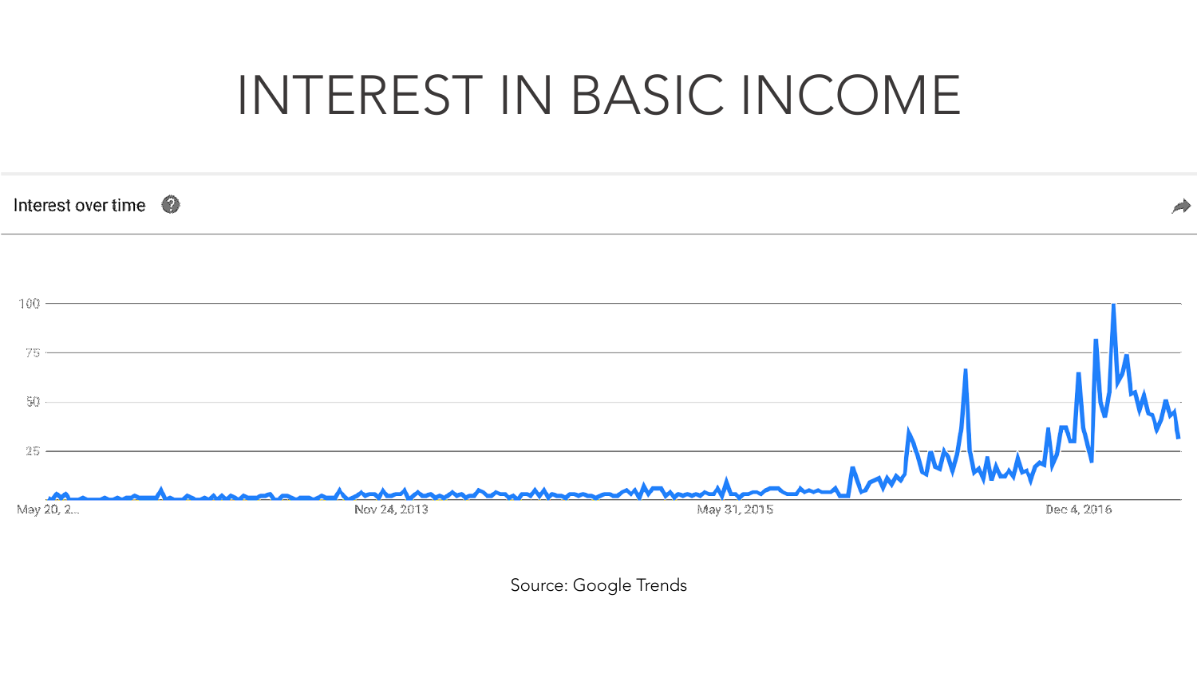# INTEREST IN BASIC INCOME

Interest over time

100
75
50
25

May 20, 2... Nov 24, 2013 May 31, 2015 Dec 4, 2016

Source: Google Trends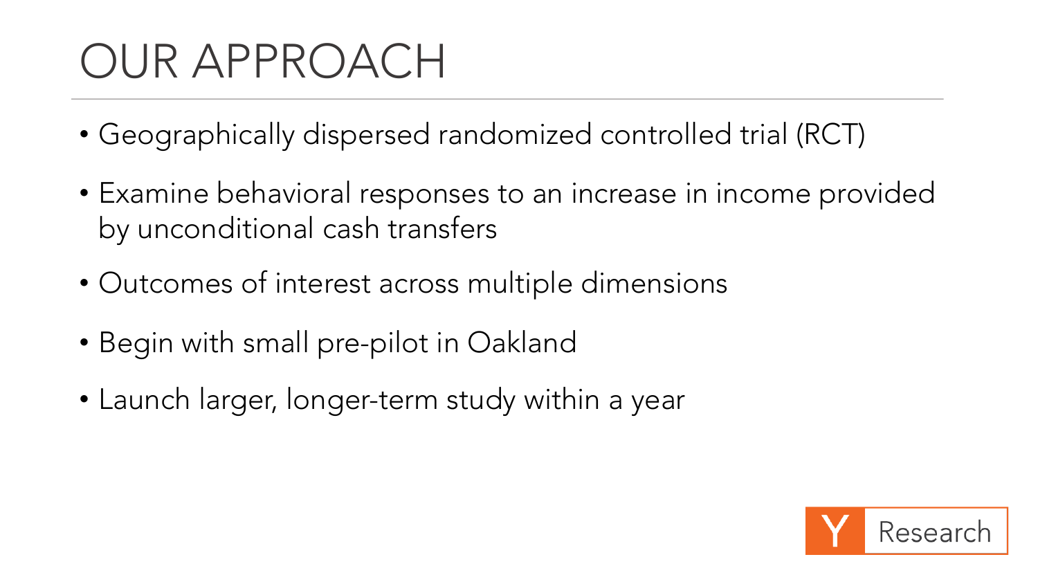# OUR APPROACH

- Geographically dispersed randomized controlled trial (RCT)
- Examine behavioral responses to an increase in income provided by unconditional cash transfers
- Outcomes of interest across multiple dimensions
- Begin with small pre-pilot in Oakland
- Launch larger, longer-term study within a year

Y Research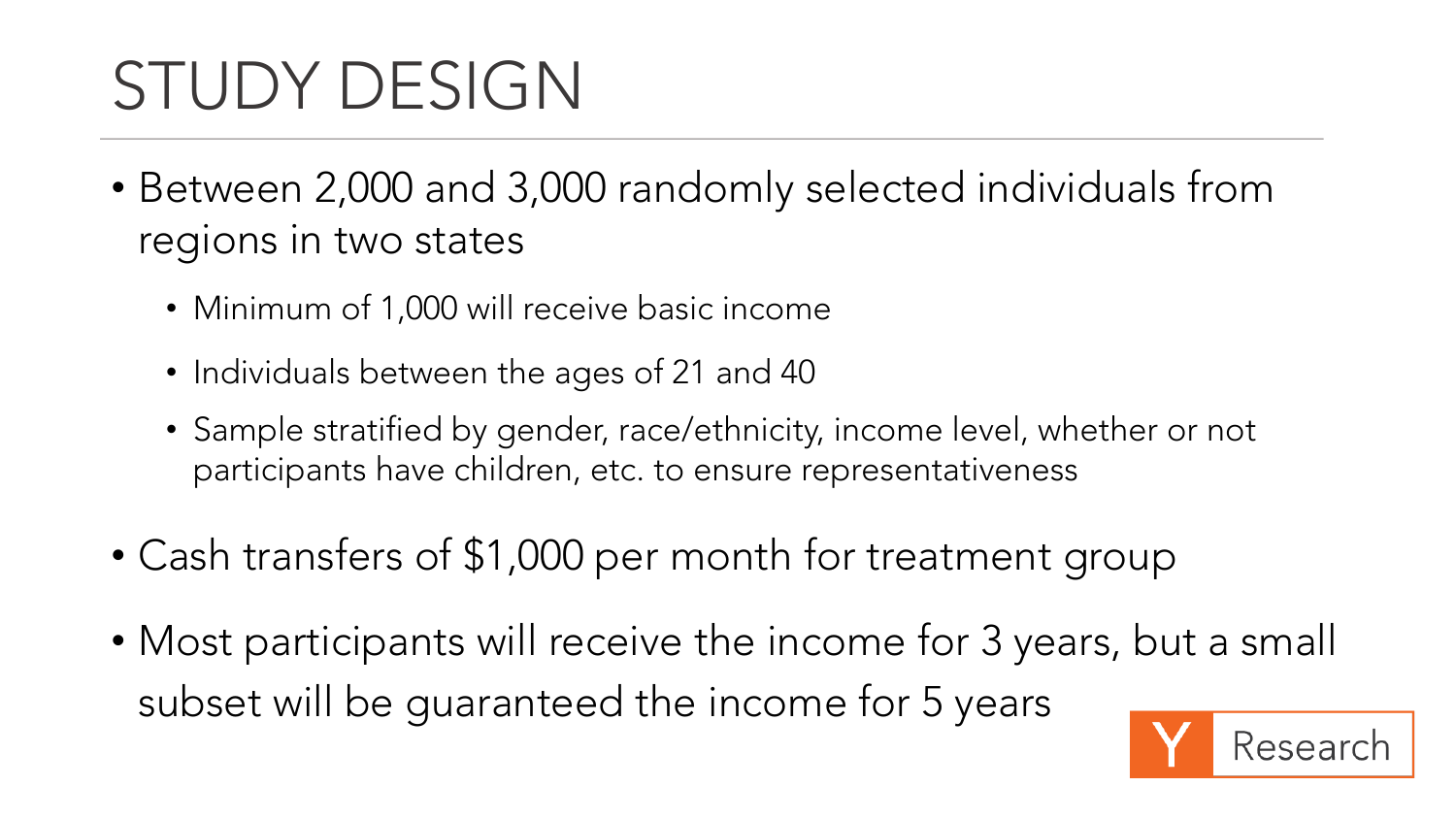# STUDY DESIGN

- Between 2,000 and 3,000 randomly selected individuals from regions in two states
  - Minimum of 1,000 will receive basic income
  - Individuals between the ages of 21 and 40
  - Sample stratified by gender, race/ethnicity, income level, whether or not participants have children, etc. to ensure representativeness
- Cash transfers of $1,000 per month for treatment group
- Most participants will receive the income for 3 years, but a small subset will be guaranteed the income for 5 years

Y Research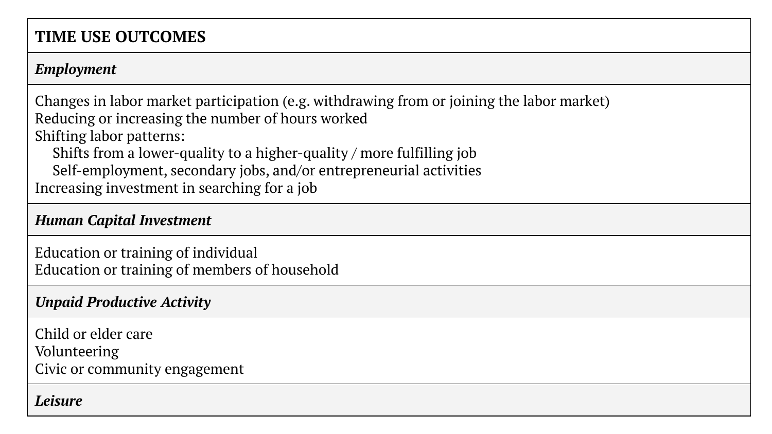| TIME USE OUTCOMES |
| --- |
| ***Employment*** |
| Changes in labor market participation (e.g. withdrawing from or joining the labor market)<br>Reducing or increasing the number of hours worked<br>Shifting labor patterns:<br>&nbsp;&nbsp;&nbsp;&nbsp;Shifts from a lower-quality to a higher-quality / more fulfilling job<br>&nbsp;&nbsp;&nbsp;&nbsp;Self-employment, secondary jobs, and/or entrepreneurial activities<br>Increasing investment in searching for a job |
| ***Human Capital Investment*** |
| Education or training of individual<br>Education or training of members of household |
| ***Unpaid Productive Activity*** |
| Child or elder care<br>Volunteering<br>Civic or community engagement |
| ***Leisure*** |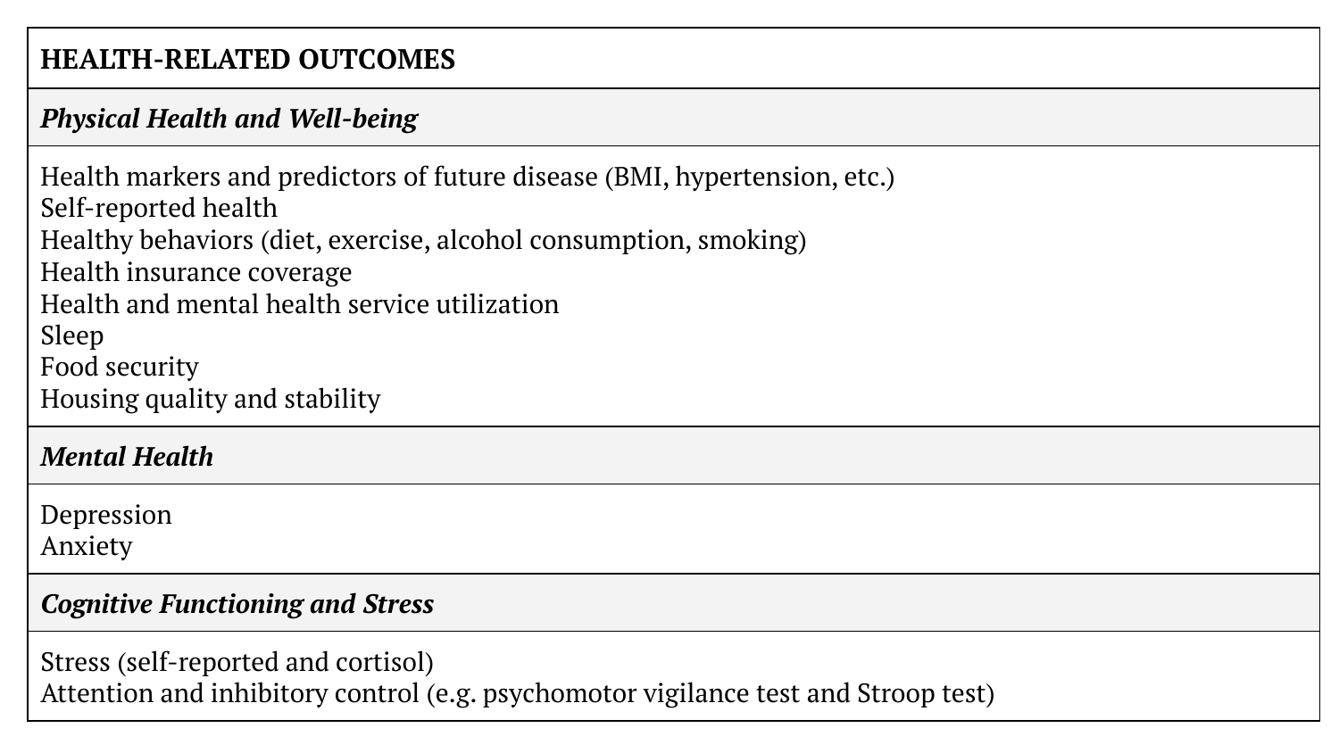| HEALTH-RELATED OUTCOMES |
|---|
| ***Physical Health and Well-being*** |
| Health markers and predictors of future disease (BMI, hypertension, etc.)<br>Self-reported health<br>Healthy behaviors (diet, exercise, alcohol consumption, smoking)<br>Health insurance coverage<br>Health and mental health service utilization<br>Sleep<br>Food security<br>Housing quality and stability |
| ***Mental Health*** |
| Depression<br>Anxiety |
| ***Cognitive Functioning and Stress*** |
| Stress (self-reported and cortisol)<br>Attention and inhibitory control (e.g. psychomotor vigilance test and Stroop test) |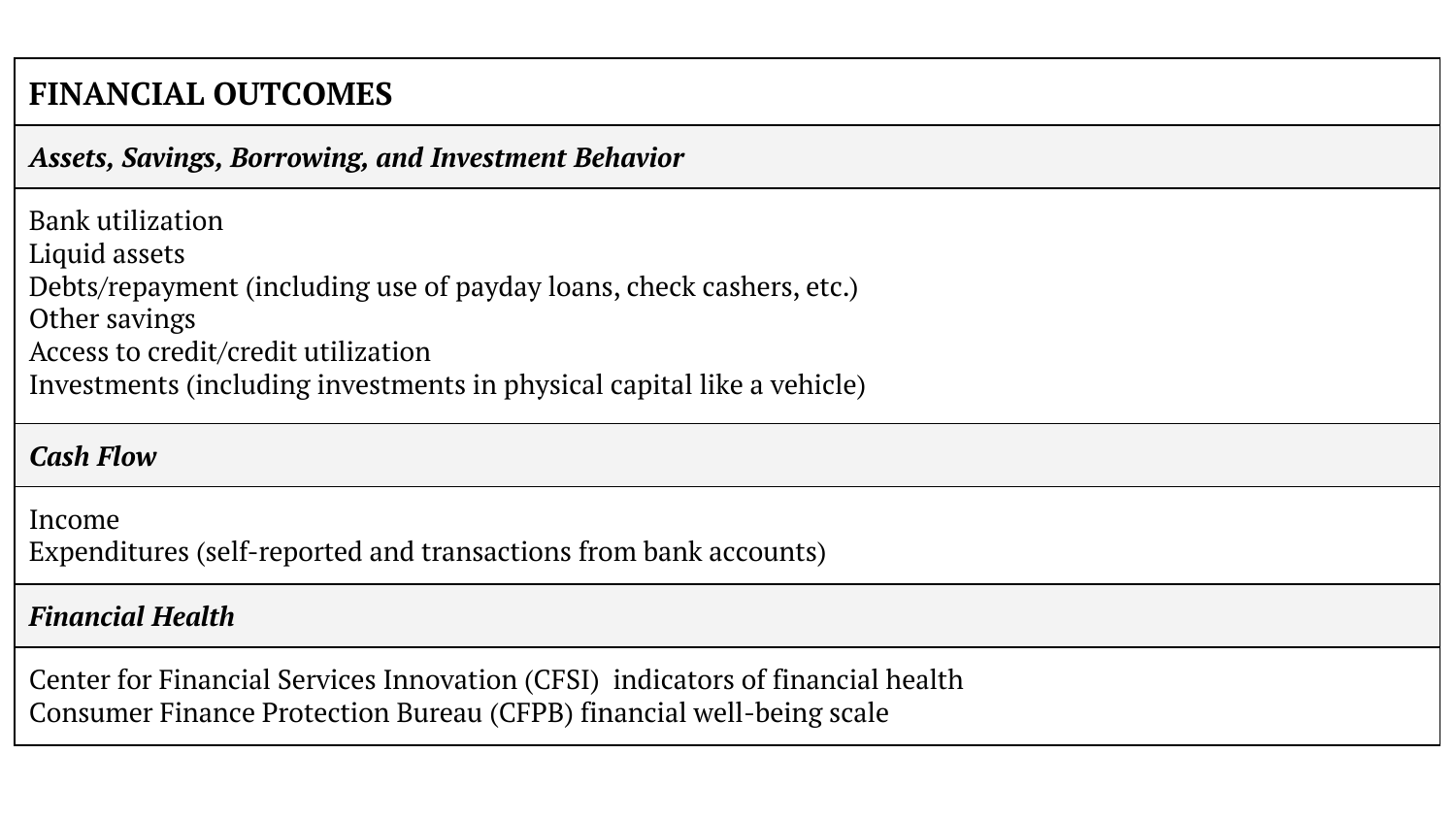| FINANCIAL OUTCOMES |
| --- |
| ***Assets, Savings, Borrowing, and Investment Behavior*** |
| Bank utilization<br>Liquid assets<br>Debts/repayment (including use of payday loans, check cashers, etc.)<br>Other savings<br>Access to credit/credit utilization<br>Investments (including investments in physical capital like a vehicle) |
| ***Cash Flow*** |
| Income<br>Expenditures (self-reported and transactions from bank accounts) |
| ***Financial Health*** |
| Center for Financial Services Innovation (CFSI)  indicators of financial health<br>Consumer Finance Protection Bureau (CFPB) financial well-being scale |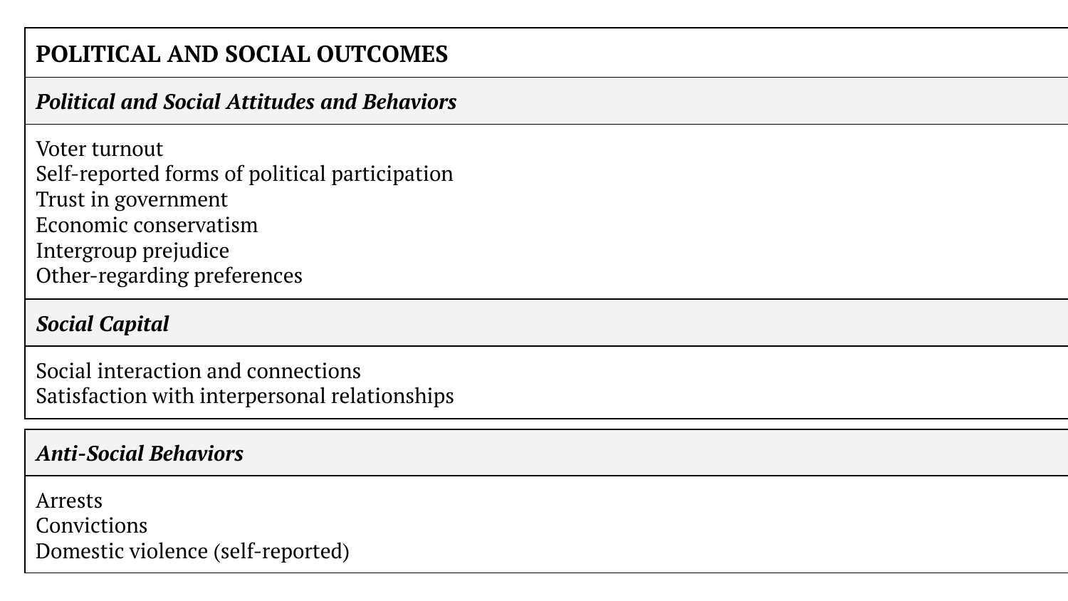| **POLITICAL AND SOCIAL OUTCOMES** |
| --- |
| ***Political and Social Attitudes and Behaviors*** |
| Voter turnout<br>Self-reported forms of political participation<br>Trust in government<br>Economic conservatism<br>Intergroup prejudice<br>Other-regarding preferences |
| ***Social Capital*** |
| Social interaction and connections<br>Satisfaction with interpersonal relationships |
| ***Anti-Social Behaviors*** |
| Arrests<br>Convictions<br>Domestic violence (self-reported) |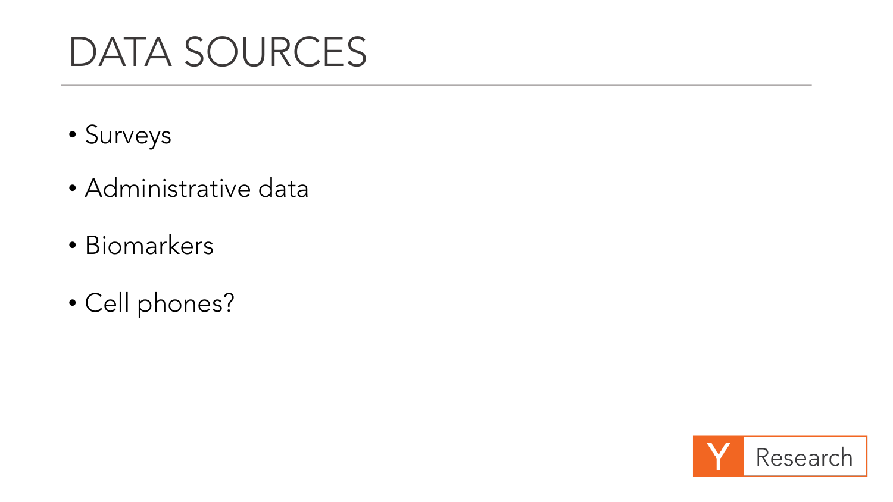# DATA SOURCES

- Surveys
- Administrative data
- Biomarkers
- Cell phones?